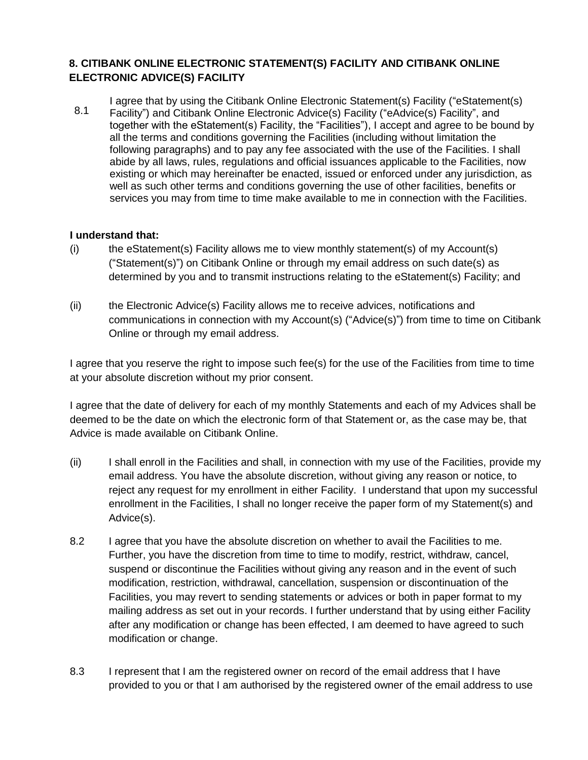## 8. CITIBANK ONLINE ELECTRONIC STATEMENT(S) FACILITY AND CITIBANK ONLINE ELECTRONIC ADVICE(S) FACILITY

8.1 I agree that by using the Citibank Online Electronic Statement(s) Facility ("eStatement(s) Facility") and Citibank Online Electronic Advice(s) Facility ("eAdvice(s) Facility", and together with the eStatement(s) Facility, the "Facilities"), I accept and agree to be bound by all the terms and conditions governing the Facilities (including without limitation the following paragraphs) and to pay any fee associated with the use of the Facilities. I shall abide by all laws, rules, regulations and official issuances applicable to the Facilities, now existing or which may hereinafter be enacted, issued or enforced under any jurisdiction, as well as such other terms and conditions governing the use of other facilities, benefits or services you may from time to time make available to me in connection with the Facilities.

**I understand that:**

(i) the eStatement(s) Facility allows me to view monthly statement(s) of my Account(s) ("Statement(s)") on Citibank Online or through my email address on such date(s) as determined by you and to transmit instructions relating to the eStatement(s) Facility; and

(ii) the Electronic Advice(s) Facility allows me to receive advices, notifications and communications in connection with my Account(s) ("Advice(s)") from time to time on Citibank Online or through my email address.

I agree that you reserve the right to impose such fee(s) for the use of the Facilities from time to time at your absolute discretion without my prior consent.

I agree that the date of delivery for each of my monthly Statements and each of my Advices shall be deemed to be the date on which the electronic form of that Statement or, as the case may be, that Advice is made available on Citibank Online.

(ii) I shall enroll in the Facilities and shall, in connection with my use of the Facilities, provide my email address. You have the absolute discretion, without giving any reason or notice, to reject any request for my enrollment in either Facility. I understand that upon my successful enrollment in the Facilities, I shall no longer receive the paper form of my Statement(s) and Advice(s).

8.2 I agree that you have the absolute discretion on whether to avail the Facilities to me. Further, you have the discretion from time to time to modify, restrict, withdraw, cancel, suspend or discontinue the Facilities without giving any reason and in the event of such modification, restriction, withdrawal, cancellation, suspension or discontinuation of the Facilities, you may revert to sending statements or advices or both in paper format to my mailing address as set out in your records. I further understand that by using either Facility after any modification or change has been effected, I am deemed to have agreed to such modification or change.

8.3 I represent that I am the registered owner on record of the email address that I have provided to you or that I am authorised by the registered owner of the email address to use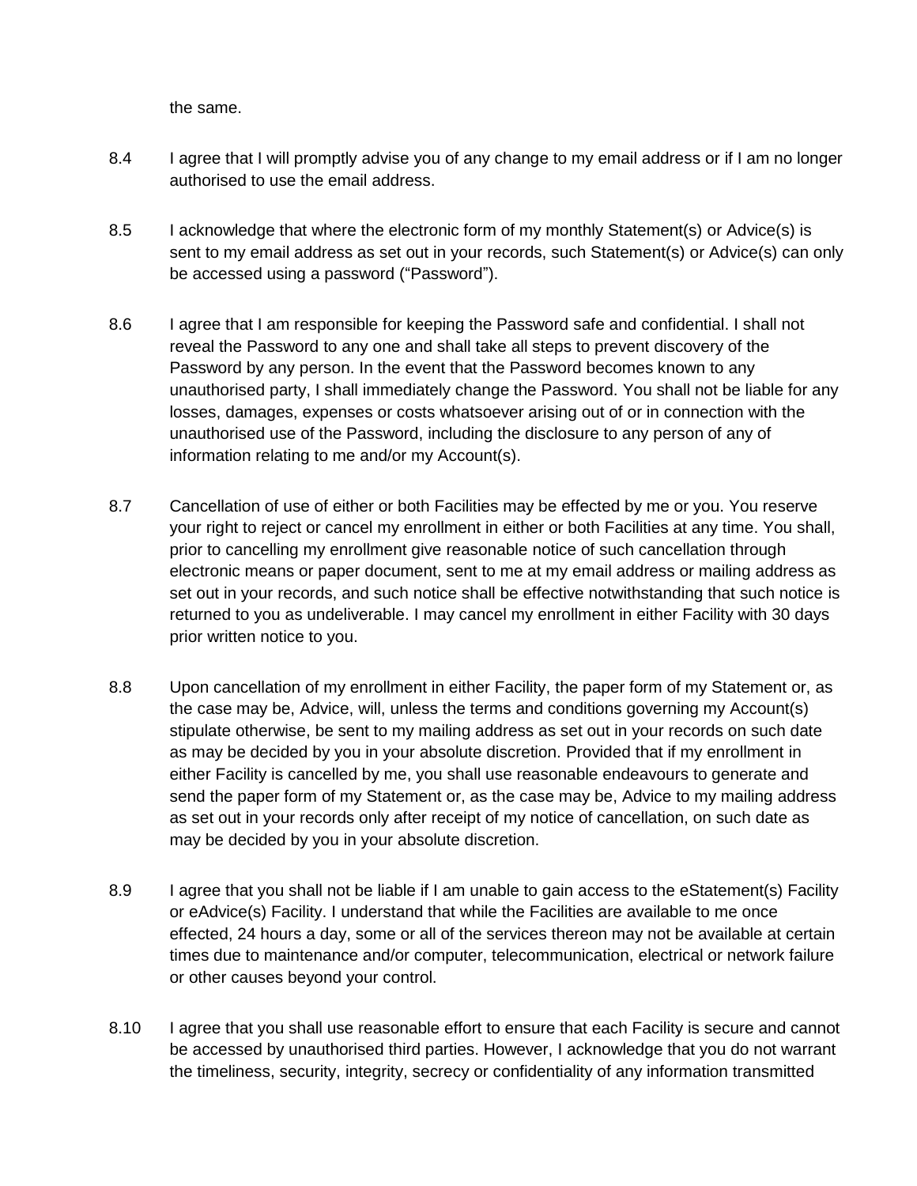the same.

8.4 I agree that I will promptly advise you of any change to my email address or if I am no longer authorised to use the email address.

8.5 I acknowledge that where the electronic form of my monthly Statement(s) or Advice(s) is sent to my email address as set out in your records, such Statement(s) or Advice(s) can only be accessed using a password ("Password").

8.6 I agree that I am responsible for keeping the Password safe and confidential. I shall not reveal the Password to any one and shall take all steps to prevent discovery of the Password by any person. In the event that the Password becomes known to any unauthorised party, I shall immediately change the Password. You shall not be liable for any losses, damages, expenses or costs whatsoever arising out of or in connection with the unauthorised use of the Password, including the disclosure to any person of any of information relating to me and/or my Account(s).

8.7 Cancellation of use of either or both Facilities may be effected by me or you. You reserve your right to reject or cancel my enrollment in either or both Facilities at any time. You shall, prior to cancelling my enrollment give reasonable notice of such cancellation through electronic means or paper document, sent to me at my email address or mailing address as set out in your records, and such notice shall be effective notwithstanding that such notice is returned to you as undeliverable. I may cancel my enrollment in either Facility with 30 days prior written notice to you.

8.8 Upon cancellation of my enrollment in either Facility, the paper form of my Statement or, as the case may be, Advice, will, unless the terms and conditions governing my Account(s) stipulate otherwise, be sent to my mailing address as set out in your records on such date as may be decided by you in your absolute discretion. Provided that if my enrollment in either Facility is cancelled by me, you shall use reasonable endeavours to generate and send the paper form of my Statement or, as the case may be, Advice to my mailing address as set out in your records only after receipt of my notice of cancellation, on such date as may be decided by you in your absolute discretion.

8.9 I agree that you shall not be liable if I am unable to gain access to the eStatement(s) Facility or eAdvice(s) Facility. I understand that while the Facilities are available to me once effected, 24 hours a day, some or all of the services thereon may not be available at certain times due to maintenance and/or computer, telecommunication, electrical or network failure or other causes beyond your control.

8.10 I agree that you shall use reasonable effort to ensure that each Facility is secure and cannot be accessed by unauthorised third parties. However, I acknowledge that you do not warrant the timeliness, security, integrity, secrecy or confidentiality of any information transmitted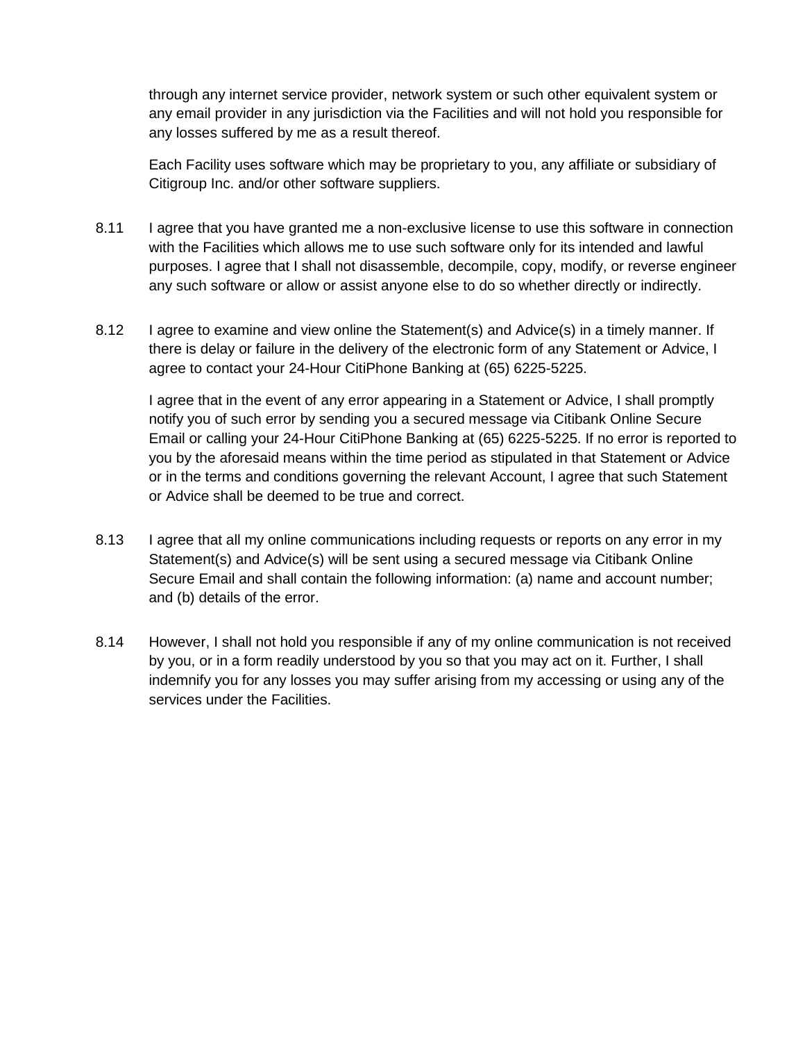through any internet service provider, network system or such other equivalent system or any email provider in any jurisdiction via the Facilities and will not hold you responsible for any losses suffered by me as a result thereof.

Each Facility uses software which may be proprietary to you, any affiliate or subsidiary of Citigroup Inc. and/or other software suppliers.

8.11 I agree that you have granted me a non-exclusive license to use this software in connection with the Facilities which allows me to use such software only for its intended and lawful purposes. I agree that I shall not disassemble, decompile, copy, modify, or reverse engineer any such software or allow or assist anyone else to do so whether directly or indirectly.

8.12 I agree to examine and view online the Statement(s) and Advice(s) in a timely manner. If there is delay or failure in the delivery of the electronic form of any Statement or Advice, I agree to contact your 24-Hour CitiPhone Banking at (65) 6225-5225.

I agree that in the event of any error appearing in a Statement or Advice, I shall promptly notify you of such error by sending you a secured message via Citibank Online Secure Email or calling your 24-Hour CitiPhone Banking at (65) 6225-5225. If no error is reported to you by the aforesaid means within the time period as stipulated in that Statement or Advice or in the terms and conditions governing the relevant Account, I agree that such Statement or Advice shall be deemed to be true and correct.

8.13 I agree that all my online communications including requests or reports on any error in my Statement(s) and Advice(s) will be sent using a secured message via Citibank Online Secure Email and shall contain the following information: (a) name and account number; and (b) details of the error.

8.14 However, I shall not hold you responsible if any of my online communication is not received by you, or in a form readily understood by you so that you may act on it. Further, I shall indemnify you for any losses you may suffer arising from my accessing or using any of the services under the Facilities.